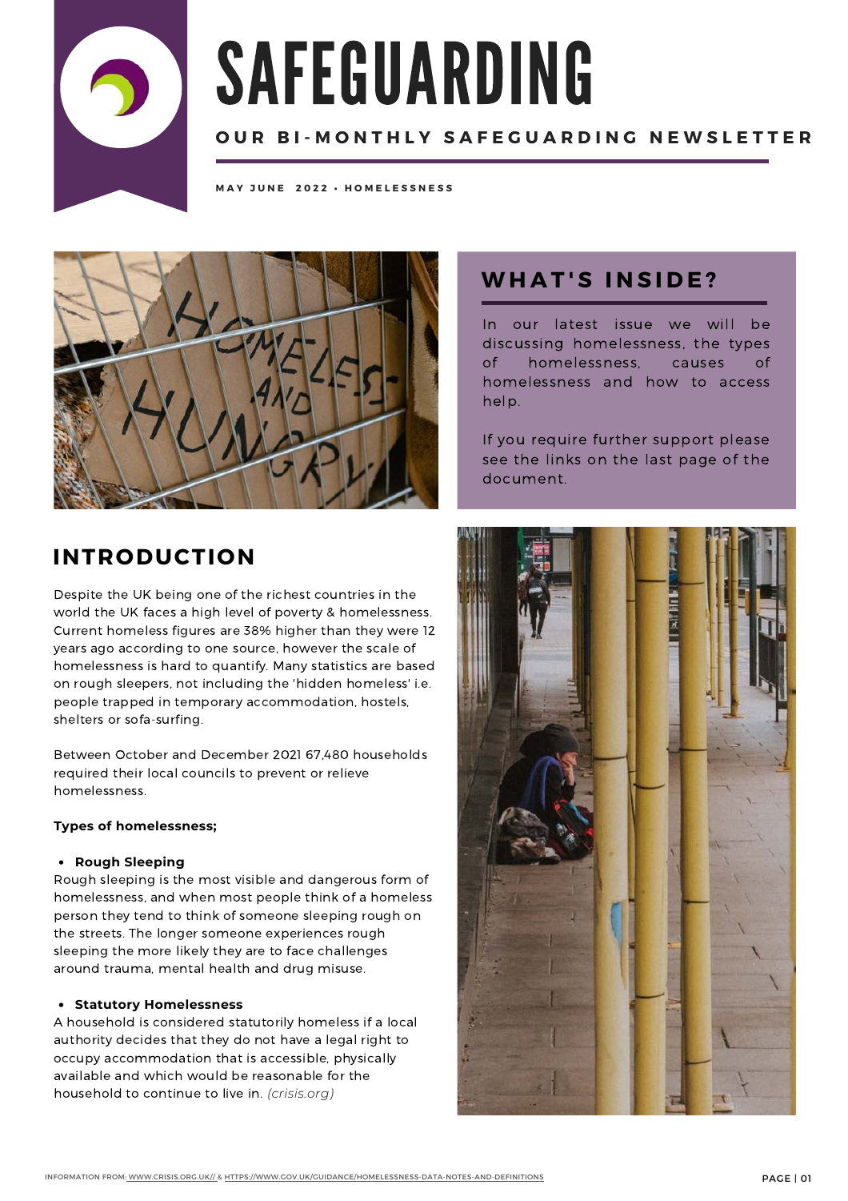# SAFEGUARDING

**OUR BI-MONTHLY SAFEGUARDING NEWSLETTER**

**MAY JUNE 2022 · HOMELESSNESS**

## WHAT'S INSIDE?

In our latest issue we will be discussing homelessness, the types of homelessness, causes of homelessness and how to access help.

If you require further support please see the links on the last page of the document.

## INTRODUCTION

Despite the UK being one of the richest countries in the world the UK faces a high level of poverty & homelessness. Current homeless figures are 38% higher than they were 12 years ago according to one source, however the scale of homelessness is hard to quantify. Many statistics are based on rough sleepers, not including the 'hidden homeless' i.e. people trapped in temporary accommodation, hostels, shelters or sofa-surfing.

Between October and December 2021 67,480 households required their local councils to prevent or relieve homelessness.

**Types of homelessness;**

- **Rough Sleeping**

Rough sleeping is the most visible and dangerous form of homelessness, and when most people think of a homeless person they tend to think of someone sleeping rough on the streets. The longer someone experiences rough sleeping the more likely they are to face challenges around trauma, mental health and drug misuse.

- **Statutory Homelessness**

A household is considered statutorily homeless if a local authority decides that they do not have a legal right to occupy accommodation that is accessible, physically available and which would be reasonable for the household to continue to live in. *(crisis.org)*

INFORMATION FROM: WWW.CRISIS.ORG.UK// & HTTPS://WWW.GOV.UK/GUIDANCE/HOMELESSNESS-DATA-NOTES-AND-DEFINITIONS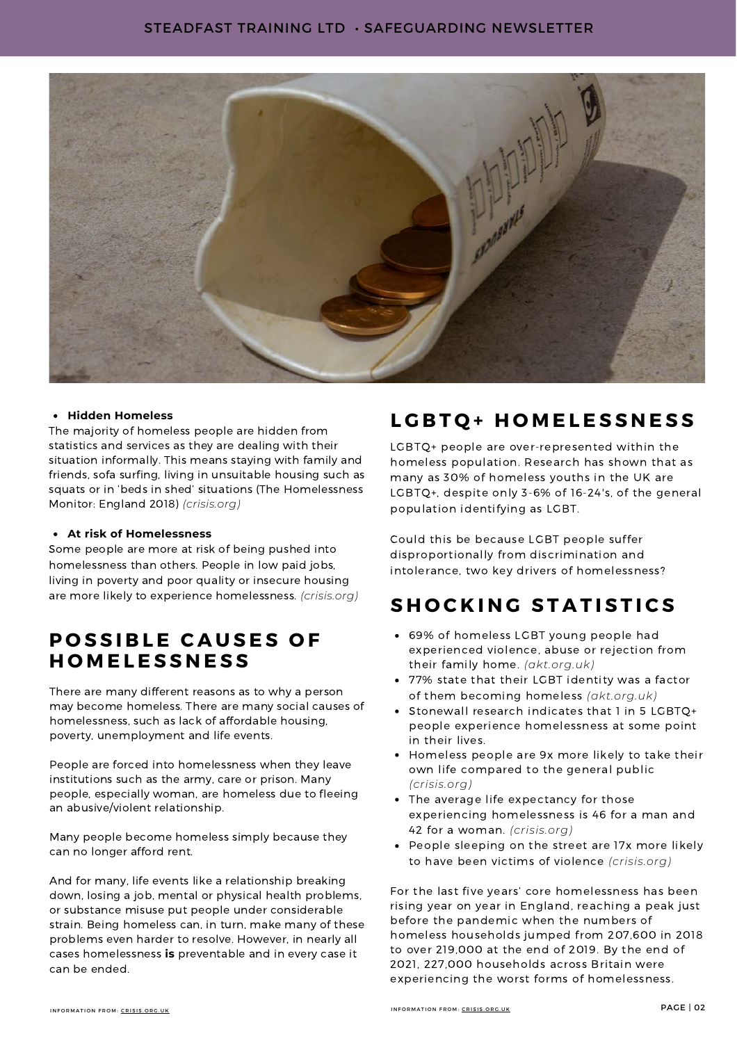- **Hidden Homeless**

The majority of homeless people are hidden from statistics and services as they are dealing with their situation informally. This means staying with family and friends, sofa surfing, living in unsuitable housing such as squats or in 'beds in shed' situations (The Homelessness Monitor: England 2018) *(crisis.org)*

- **At risk of Homelessness**

Some people are more at risk of being pushed into homelessness than others. People in low paid jobs, living in poverty and poor quality or insecure housing are more likely to experience homelessness. *(crisis.org)*

## POSSIBLE CAUSES OF HOMELESSNESS

There are many different reasons as to why a person may become homeless. There are many social causes of homelessness, such as lack of affordable housing, poverty, unemployment and life events.

People are forced into homelessness when they leave institutions such as the army, care or prison. Many people, especially woman, are homeless due to fleeing an abusive/violent relationship.

Many people become homeless simply because they can no longer afford rent.

And for many, life events like a relationship breaking down, losing a job, mental or physical health problems, or substance misuse put people under considerable strain. Being homeless can, in turn, make many of these problems even harder to resolve. However, in nearly all cases homelessness **is** preventable and in every case it can be ended.

## LGBTQ+ HOMELESSNESS

LGBTQ+ people are over-represented within the homeless population. Research has shown that as many as 30% of homeless youths in the UK are LGBTQ+, despite only 3-6% of 16-24's, of the general population identifying as LGBT.

Could this be because LGBT people suffer disproportionally from discrimination and intolerance, two key drivers of homelessness?

## SHOCKING STATISTICS

- 69% of homeless LGBT young people had experienced violence, abuse or rejection from their family home. *(akt.org.uk)*
- 77% state that their LGBT identity was a factor of them becoming homeless *(akt.org.uk)*
- Stonewall research indicates that 1 in 5 LGBTQ+ people experience homelessness at some point in their lives.
- Homeless people are 9x more likely to take their own life compared to the general public *(crisis.org)*
- The average life expectancy for those experiencing homelessness is 46 for a man and 42 for a woman. *(crisis.org)*
- People sleeping on the street are 17x more likely to have been victims of violence *(crisis.org)*

For the last five years' core homelessness has been rising year on year in England, reaching a peak just before the pandemic when the numbers of homeless households jumped from 207,600 in 2018 to over 219,000 at the end of 2019. By the end of 2021, 227,000 households across Britain were experiencing the worst forms of homelessness.

INFORMATION FROM: CRISIS.ORG.UK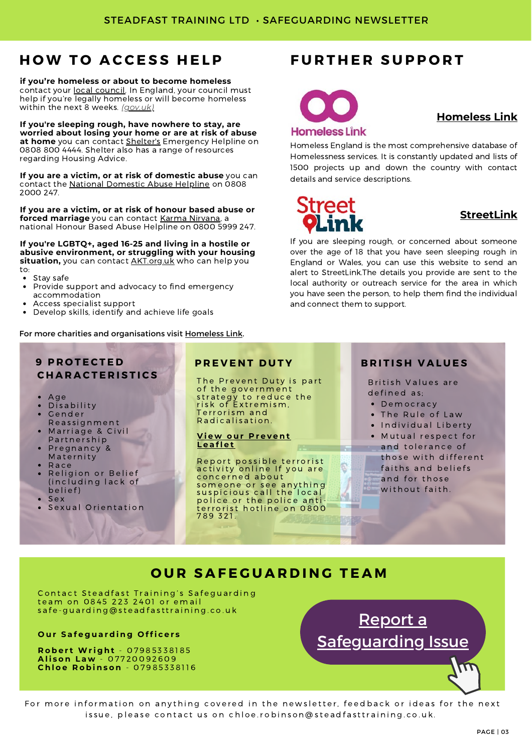## HOW TO ACCESS HELP

**if you're homeless or about to become homeless** contact your local council. In England, your council must help if you're legally homeless or will become homeless within the next 8 weeks. *(gov.uk)*

**If you're sleeping rough, have nowhere to stay, are worried about losing your home or are at risk of abuse at home** you can contact Shelter's Emergency Helpline on 0808 800 4444. Shelter also has a range of resources regarding Housing Advice.

**If you are a victim, or at risk of domestic abuse** you can contact the National Domestic Abuse Helpline on 0808 2000 247.

**If you are a victim, or at risk of honour based abuse or forced marriage** you can contact Karma Nirvana, a national Honour Based Abuse Helpline on 0800 5999 247.

**If you're LGBTQ+, aged 16-25 and living in a hostile or abusive environment, or struggling with your housing situation,** you can contact AKT.org.uk who can help you to:

- Stay safe
- Provide support and advocacy to find emergency accommodation
- Access specialist support
- Develop skills, identify and achieve life goals

For more charities and organisations visit Homeless Link.

## FURTHER SUPPORT

### Homeless Link

Homeless England is the most comprehensive database of Homelessness services. It is constantly updated and lists of 1500 projects up and down the country with contact details and service descriptions.

### StreetLink

If you are sleeping rough, or concerned about someone over the age of 18 that you have seen sleeping rough in England or Wales, you can use this website to send an alert to StreetLink.The details you provide are sent to the local authority or outreach service for the area in which you have seen the person, to help them find the individual and connect them to support.

## 9 PROTECTED CHARACTERISTICS

- Age
- Disability
- Gender Reassignment
- Marriage & Civil Partnership
- Pregnancy & Maternity
- Race
- Religion or Belief (including lack of belief)
- Sex
- Sexual Orientation

## PREVENT DUTY

The Prevent Duty is part of the government strategy to reduce the risk of Extremism, Terrorism and Radicalisation.

**View our Prevent Leaflet**

Report possible terrorist activity online If you are concerned about someone or see anything suspicious call the local police or the police anti-terrorist hotline on 0800 789 321.

## BRITISH VALUES

British Values are defined as;

- Democracy
- The Rule of Law
- Individual Liberty
- Mutual respect for and tolerance of those with different faiths and beliefs and for those without faith.

## OUR SAFEGUARDING TEAM

Contact Steadfast Training's Safeguarding team on 0845 223 2401 or email safe-guarding@steadfasttraining.co.uk

**Our Safeguarding Officers**

**Robert Wright** - 07985338185
**Alison Law** - 07720092609
**Chloe Robinson** - 07985338116

Report a Safeguarding Issue

For more information on anything covered in the newsletter, feedback or ideas for the next issue, please contact us on chloe.robinson@steadfasttraining.co.uk.